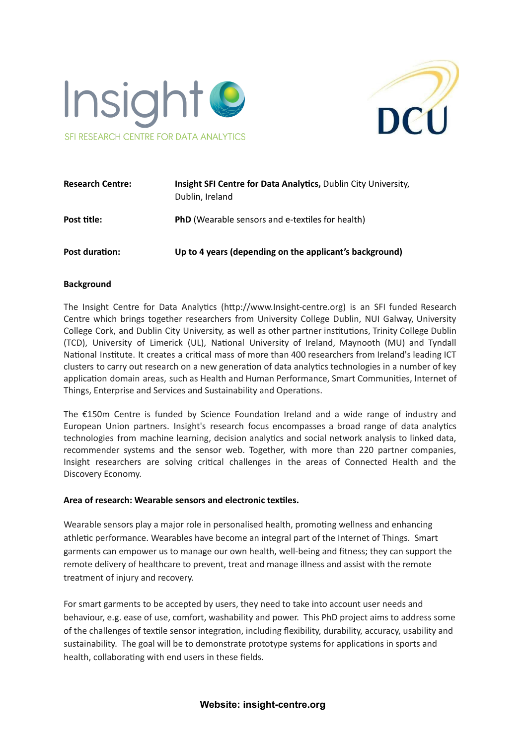Insight

SFI RESEARCH CENTRE FOR DATA ANALYTICS

DCU

| | |
|---|---|
| **Research Centre:** | **Insight SFI Centre for Data Analytics,** Dublin City University, Dublin, Ireland |
| **Post title:** | **PhD** (Wearable sensors and e-textiles for health) |
| **Post duration:** | **Up to 4 years (depending on the applicant's background)** |

**Background**

The Insight Centre for Data Analytics (http://www.Insight-centre.org) is an SFI funded Research Centre which brings together researchers from University College Dublin, NUI Galway, University College Cork, and Dublin City University, as well as other partner institutions, Trinity College Dublin (TCD), University of Limerick (UL), National University of Ireland, Maynooth (MU) and Tyndall National Institute. It creates a critical mass of more than 400 researchers from Ireland's leading ICT clusters to carry out research on a new generation of data analytics technologies in a number of key application domain areas, such as Health and Human Performance, Smart Communities, Internet of Things, Enterprise and Services and Sustainability and Operations.

The €150m Centre is funded by Science Foundation Ireland and a wide range of industry and European Union partners. Insight's research focus encompasses a broad range of data analytics technologies from machine learning, decision analytics and social network analysis to linked data, recommender systems and the sensor web. Together, with more than 220 partner companies, Insight researchers are solving critical challenges in the areas of Connected Health and the Discovery Economy.

**Area of research: Wearable sensors and electronic textiles.**

Wearable sensors play a major role in personalised health, promoting wellness and enhancing athletic performance. Wearables have become an integral part of the Internet of Things. Smart garments can empower us to manage our own health, well-being and fitness; they can support the remote delivery of healthcare to prevent, treat and manage illness and assist with the remote treatment of injury and recovery.

For smart garments to be accepted by users, they need to take into account user needs and behaviour, e.g. ease of use, comfort, washability and power. This PhD project aims to address some of the challenges of textile sensor integration, including flexibility, durability, accuracy, usability and sustainability. The goal will be to demonstrate prototype systems for applications in sports and health, collaborating with end users in these fields.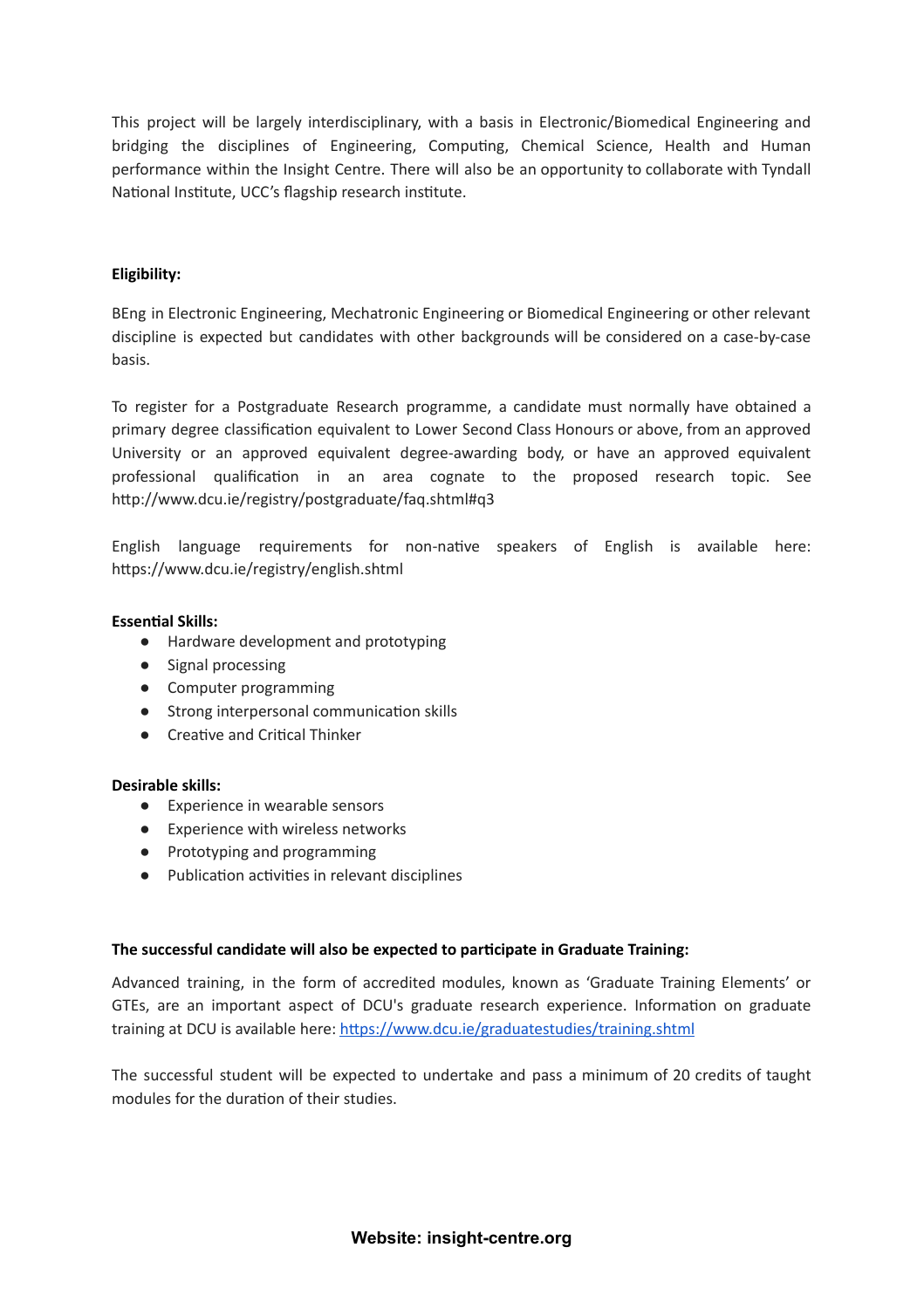This project will be largely interdisciplinary, with a basis in Electronic/Biomedical Engineering and bridging the disciplines of Engineering, Computing, Chemical Science, Health and Human performance within the Insight Centre. There will also be an opportunity to collaborate with Tyndall National Institute, UCC's flagship research institute.

**Eligibility:**

BEng in Electronic Engineering, Mechatronic Engineering or Biomedical Engineering or other relevant discipline is expected but candidates with other backgrounds will be considered on a case-by-case basis.

To register for a Postgraduate Research programme, a candidate must normally have obtained a primary degree classification equivalent to Lower Second Class Honours or above, from an approved University or an approved equivalent degree-awarding body, or have an approved equivalent professional qualification in an area cognate to the proposed research topic. See http://www.dcu.ie/registry/postgraduate/faq.shtml#q3

English language requirements for non-native speakers of English is available here: https://www.dcu.ie/registry/english.shtml

**Essential Skills:**

- Hardware development and prototyping
- Signal processing
- Computer programming
- Strong interpersonal communication skills
- Creative and Critical Thinker

**Desirable skills:**

- Experience in wearable sensors
- Experience with wireless networks
- Prototyping and programming
- Publication activities in relevant disciplines

**The successful candidate will also be expected to participate in Graduate Training:**

Advanced training, in the form of accredited modules, known as 'Graduate Training Elements' or GTEs, are an important aspect of DCU's graduate research experience. Information on graduate training at DCU is available here: https://www.dcu.ie/graduatestudies/training.shtml

The successful student will be expected to undertake and pass a minimum of 20 credits of taught modules for the duration of their studies.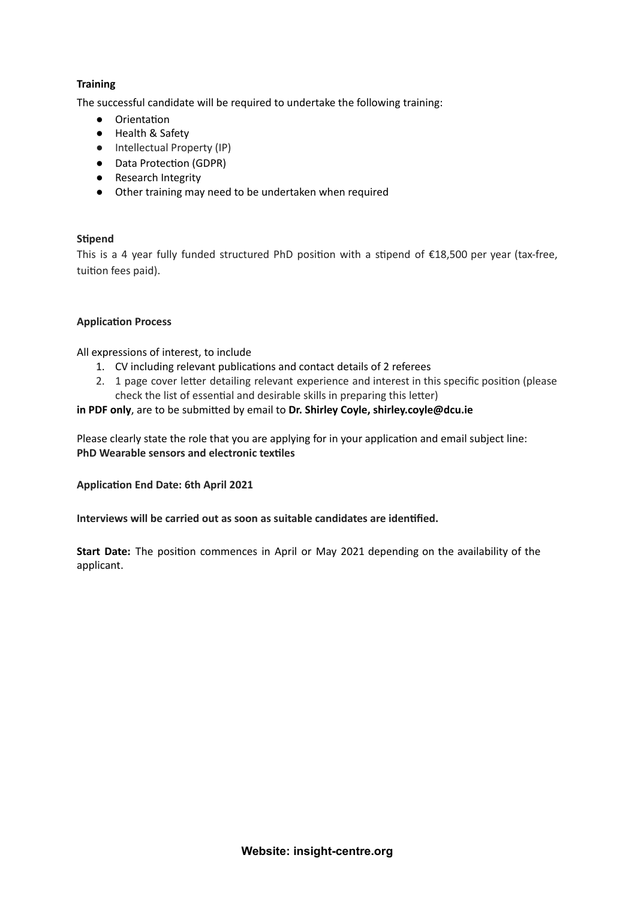**Training**

The successful candidate will be required to undertake the following training:

- Orientation
- Health & Safety
- Intellectual Property (IP)
- Data Protection (GDPR)
- Research Integrity
- Other training may need to be undertaken when required

**Stipend**

This is a 4 year fully funded structured PhD position with a stipend of €18,500 per year (tax-free, tuition fees paid).

**Application Process**

All expressions of interest, to include

1. CV including relevant publications and contact details of 2 referees
2. 1 page cover letter detailing relevant experience and interest in this specific position (please check the list of essential and desirable skills in preparing this letter)

**in PDF only**, are to be submitted by email to **Dr. Shirley Coyle, shirley.coyle@dcu.ie**

Please clearly state the role that you are applying for in your application and email subject line:
**PhD Wearable sensors and electronic textiles**

**Application End Date: 6th April 2021**

**Interviews will be carried out as soon as suitable candidates are identified.**

**Start Date:** The position commences in April or May 2021 depending on the availability of the applicant.

**Website: insight-centre.org**